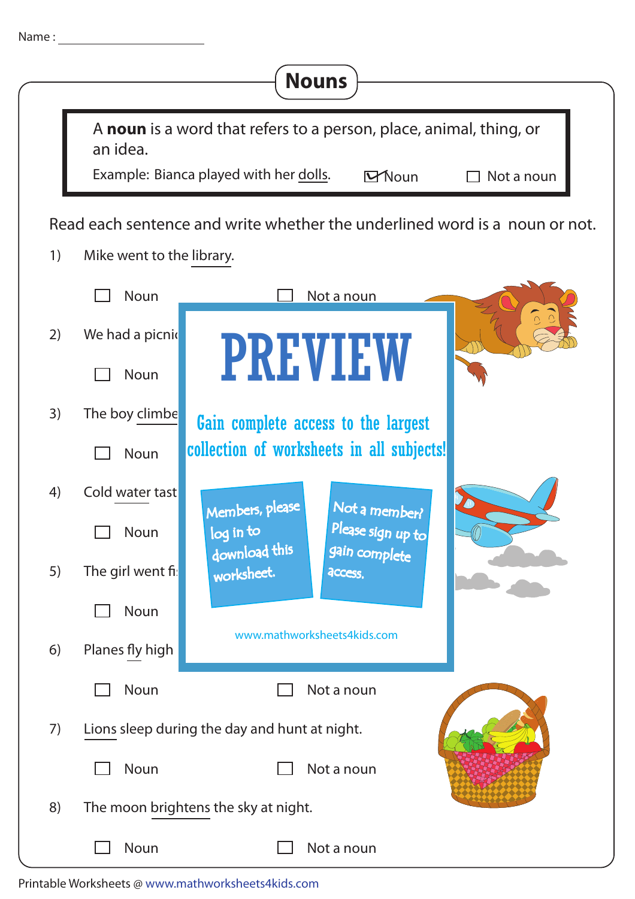Name : ____________________

# Nouns

A **noun** is a word that refers to a person, place, animal, thing, or an idea.

Example: Bianca played with her <u>dolls</u>. ☑ Noun ☐ Not a noun

Read each sentence and write whether the underlined word is a noun or not.

1) Mike went to the <u>library</u>.

☐ Noun ☐ Not a noun

2) We had a picnic

☐ Noun

3) The boy climbe

☐ Noun

4) Cold <u>water</u> tast

☐ Noun

5) The girl went fi

☐ Noun

6) Planes <u>fly</u> high

☐ Noun ☐ Not a noun

7) <u>Lions</u> sleep during the day and hunt at night.

☐ Noun ☐ Not a noun

8) The moon <u>brightens</u> the sky at night.

☐ Noun ☐ Not a noun

PREVIEW

Gain complete access to the largest collection of worksheets in all subjects!

Members, please log in to download this worksheet.

Not a member? Please sign up to gain complete access.

www.mathworksheets4kids.com

Printable Worksheets @ www.mathworksheets4kids.com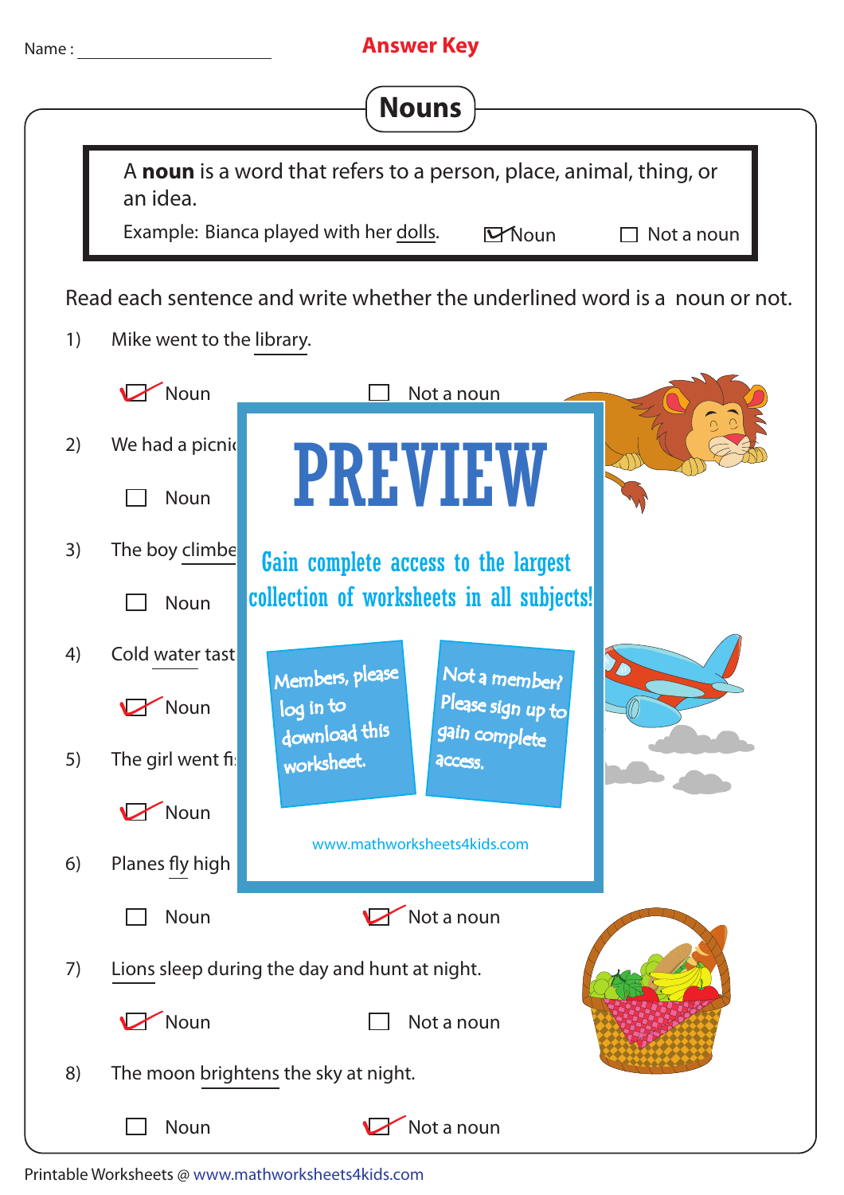Name : ______________________

**Answer Key**

# Nouns

A **noun** is a word that refers to a person, place, animal, thing, or an idea.

Example: Bianca played with her dolls. ☑ Noun ☐ Not a noun

Read each sentence and write whether the underlined word is a noun or not.

1) Mike went to the library.

☑ Noun ☐ Not a noun

2) We had a picni

☐ Noun

3) The boy climbe

☐ Noun

4) Cold water tast

☑ Noun

5) The girl went fi

☑ Noun

6) Planes fly high

☐ Noun ☑ Not a noun

7) Lions sleep during the day and hunt at night.

☑ Noun ☐ Not a noun

8) The moon brightens the sky at night.

☐ Noun ☑ Not a noun

PREVIEW

Gain complete access to the largest collection of worksheets in all subjects!

Members, please log in to download this worksheet.

Not a member? Please sign up to gain complete access.

www.mathworksheets4kids.com

Printable Worksheets @ www.mathworksheets4kids.com